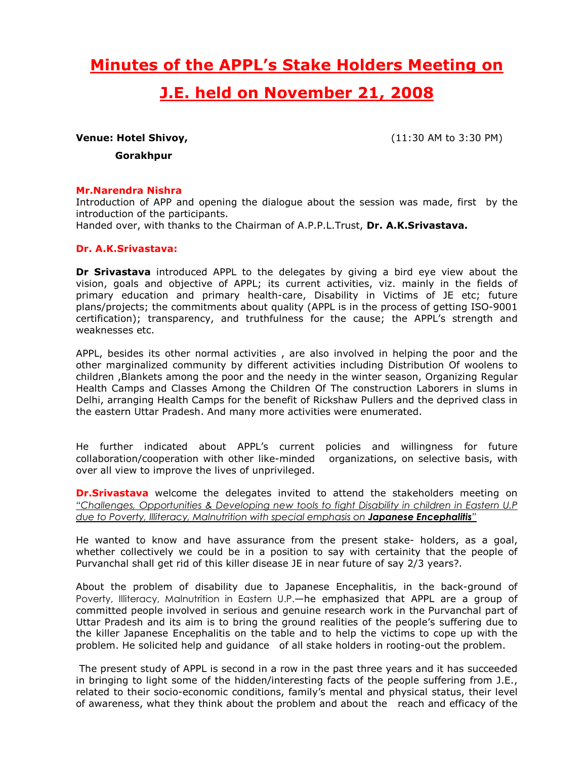# Minutes of the APPL's Stake Holders Meeting on J.E. held on November 21, 2008

**Venue: Hotel Shivoy,** (11:30 AM to 3:30 PM)

**Gorakhpur**

**Mr.Narendra Nishra**

Introduction of APP and opening the dialogue about the session was made, first by the introduction of the participants.
Handed over, with thanks to the Chairman of A.P.P.L.Trust, **Dr. A.K.Srivastava.**

**Dr. A.K.Srivastava:**

**Dr Srivastava** introduced APPL to the delegates by giving a bird eye view about the vision, goals and objective of APPL; its current activities, viz. mainly in the fields of primary education and primary health-care, Disability in Victims of JE etc; future plans/projects; the commitments about quality (APPL is in the process of getting ISO-9001 certification); transparency, and truthfulness for the cause; the APPL's strength and weaknesses etc.

APPL, besides its other normal activities , are also involved in helping the poor and the other marginalized community by different activities including Distribution Of woolens to children ,Blankets among the poor and the needy in the winter season, Organizing Regular Health Camps and Classes Among the Children Of The construction Laborers in slums in Delhi, arranging Health Camps for the benefit of Rickshaw Pullers and the deprived class in the eastern Uttar Pradesh. And many more activities were enumerated.

He further indicated about APPL's current policies and willingness for future collaboration/cooperation with other like-minded organizations, on selective basis, with over all view to improve the lives of unprivileged.

**Dr.Srivastava** welcome the delegates invited to attend the stakeholders meeting on *"Challenges, Opportunities & Developing new tools to fight Disability in children in Eastern U.P due to Poverty, Illiteracy, Malnutrition with special emphasis on **Japanese Encephalitis**"*

He wanted to know and have assurance from the present stake- holders, as a goal, whether collectively we could be in a position to say with certainity that the people of Purvanchal shall get rid of this killer disease JE in near future of say 2/3 years?.

About the problem of disability due to Japanese Encephalitis, in the back-ground of Poverty, Illiteracy, Malnutrition in Eastern U.P.—he emphasized that APPL are a group of committed people involved in serious and genuine research work in the Purvanchal part of Uttar Pradesh and its aim is to bring the ground realities of the people's suffering due to the killer Japanese Encephalitis on the table and to help the victims to cope up with the problem. He solicited help and guidance of all stake holders in rooting-out the problem.

The present study of APPL is second in a row in the past three years and it has succeeded in bringing to light some of the hidden/interesting facts of the people suffering from J.E., related to their socio-economic conditions, family's mental and physical status, their level of awareness, what they think about the problem and about the reach and efficacy of the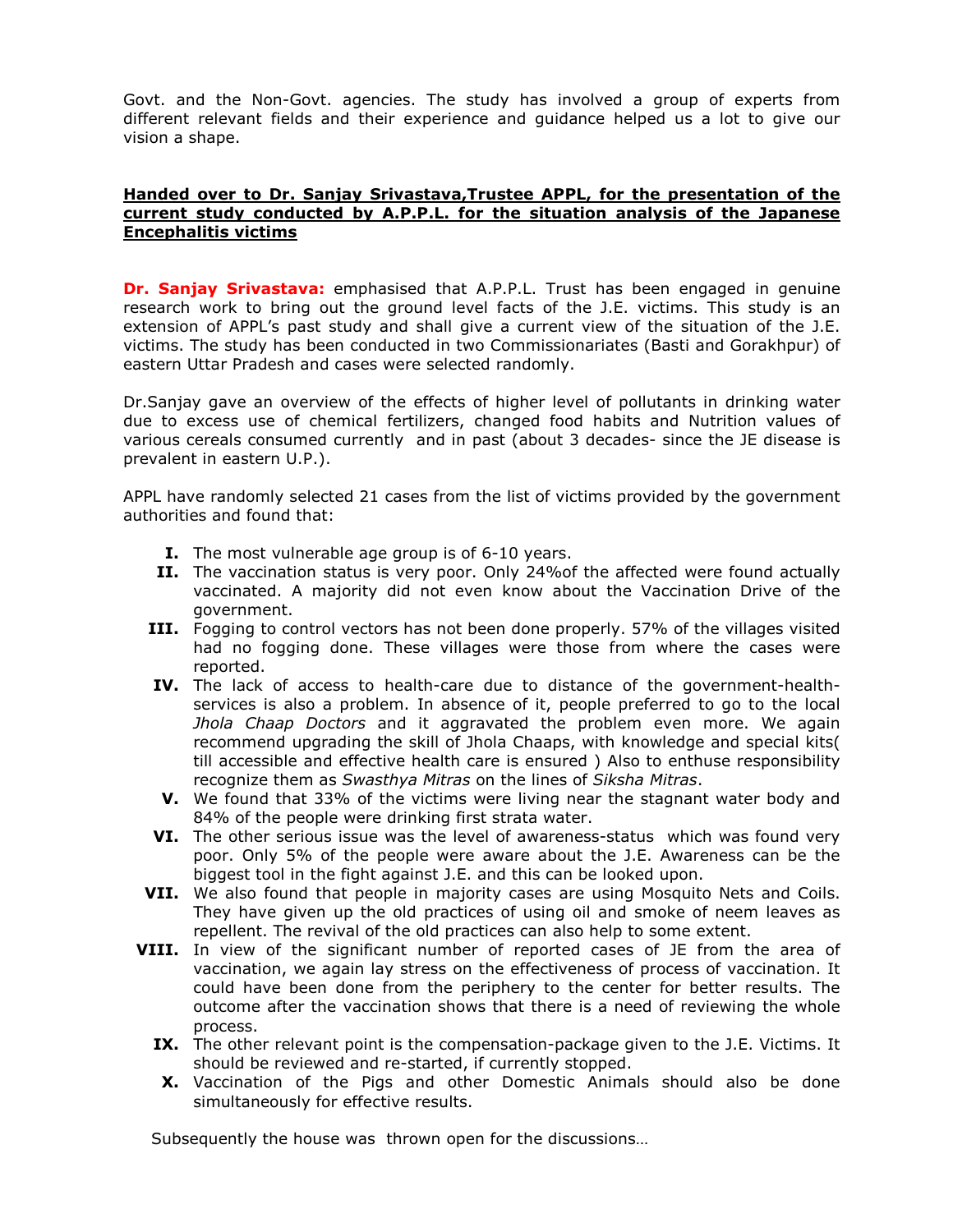Govt. and the Non-Govt. agencies. The study has involved a group of experts from different relevant fields and their experience and guidance helped us a lot to give our vision a shape.

**Handed over to Dr. Sanjay Srivastava,Trustee APPL, for the presentation of the current study conducted by A.P.P.L. for the situation analysis of the Japanese Encephalitis victims**

**Dr. Sanjay Srivastava:** emphasised that A.P.P.L. Trust has been engaged in genuine research work to bring out the ground level facts of the J.E. victims. This study is an extension of APPL's past study and shall give a current view of the situation of the J.E. victims. The study has been conducted in two Commissionariates (Basti and Gorakhpur) of eastern Uttar Pradesh and cases were selected randomly.

Dr.Sanjay gave an overview of the effects of higher level of pollutants in drinking water due to excess use of chemical fertilizers, changed food habits and Nutrition values of various cereals consumed currently and in past (about 3 decades- since the JE disease is prevalent in eastern U.P.).

APPL have randomly selected 21 cases from the list of victims provided by the government authorities and found that:

- **I.** The most vulnerable age group is of 6-10 years.
- **II.** The vaccination status is very poor. Only 24%of the affected were found actually vaccinated. A majority did not even know about the Vaccination Drive of the government.
- **III.** Fogging to control vectors has not been done properly. 57% of the villages visited had no fogging done. These villages were those from where the cases were reported.
- **IV.** The lack of access to health-care due to distance of the government-health-services is also a problem. In absence of it, people preferred to go to the local *Jhola Chaap Doctors* and it aggravated the problem even more. We again recommend upgrading the skill of Jhola Chaaps, with knowledge and special kits( till accessible and effective health care is ensured ) Also to enthuse responsibility recognize them as *Swasthya Mitras* on the lines of *Siksha Mitras*.
- **V.** We found that 33% of the victims were living near the stagnant water body and 84% of the people were drinking first strata water.
- **VI.** The other serious issue was the level of awareness-status which was found very poor. Only 5% of the people were aware about the J.E. Awareness can be the biggest tool in the fight against J.E. and this can be looked upon.
- **VII.** We also found that people in majority cases are using Mosquito Nets and Coils. They have given up the old practices of using oil and smoke of neem leaves as repellent. The revival of the old practices can also help to some extent.
- **VIII.** In view of the significant number of reported cases of JE from the area of vaccination, we again lay stress on the effectiveness of process of vaccination. It could have been done from the periphery to the center for better results. The outcome after the vaccination shows that there is a need of reviewing the whole process.
- **IX.** The other relevant point is the compensation-package given to the J.E. Victims. It should be reviewed and re-started, if currently stopped.
- **X.** Vaccination of the Pigs and other Domestic Animals should also be done simultaneously for effective results.

Subsequently the house was thrown open for the discussions…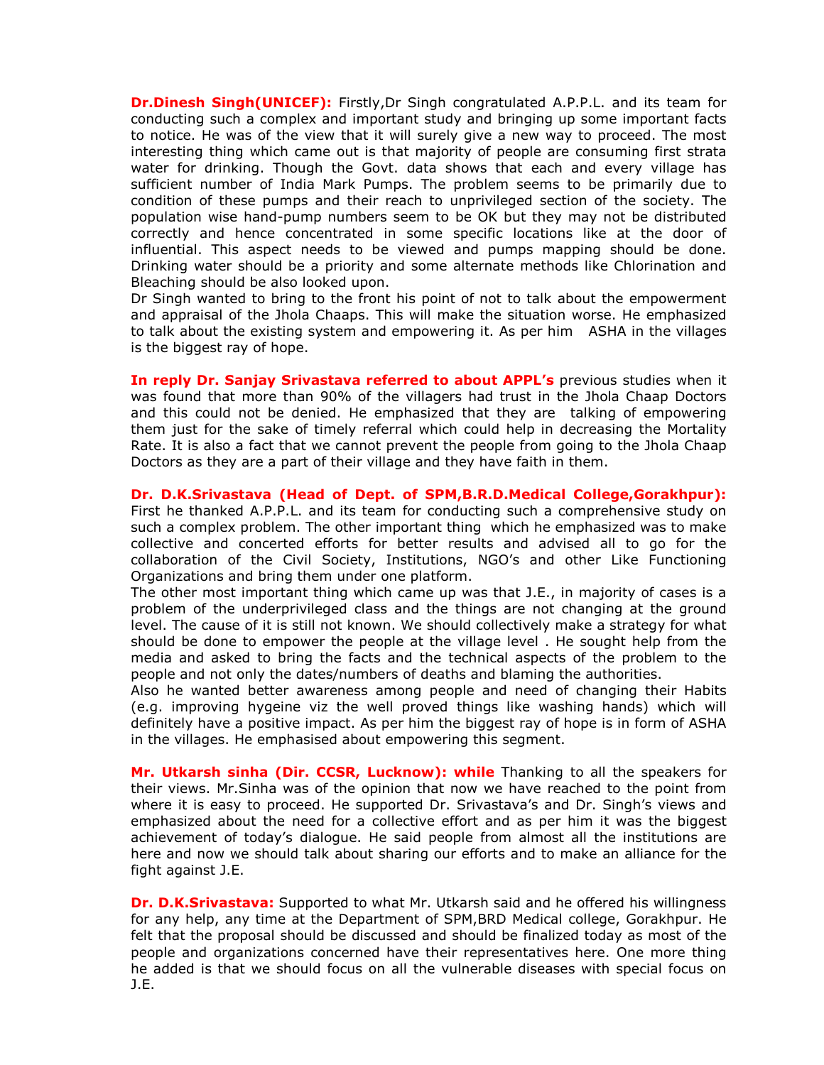**Dr.Dinesh Singh(UNICEF):** Firstly,Dr Singh congratulated A.P.P.L. and its team for conducting such a complex and important study and bringing up some important facts to notice. He was of the view that it will surely give a new way to proceed. The most interesting thing which came out is that majority of people are consuming first strata water for drinking. Though the Govt. data shows that each and every village has sufficient number of India Mark Pumps. The problem seems to be primarily due to condition of these pumps and their reach to unprivileged section of the society. The population wise hand-pump numbers seem to be OK but they may not be distributed correctly and hence concentrated in some specific locations like at the door of influential. This aspect needs to be viewed and pumps mapping should be done. Drinking water should be a priority and some alternate methods like Chlorination and Bleaching should be also looked upon.

Dr Singh wanted to bring to the front his point of not to talk about the empowerment and appraisal of the Jhola Chaaps. This will make the situation worse. He emphasized to talk about the existing system and empowering it. As per him ASHA in the villages is the biggest ray of hope.

**In reply Dr. Sanjay Srivastava referred to about APPL's** previous studies when it was found that more than 90% of the villagers had trust in the Jhola Chaap Doctors and this could not be denied. He emphasized that they are talking of empowering them just for the sake of timely referral which could help in decreasing the Mortality Rate. It is also a fact that we cannot prevent the people from going to the Jhola Chaap Doctors as they are a part of their village and they have faith in them.

**Dr. D.K.Srivastava (Head of Dept. of SPM,B.R.D.Medical College,Gorakhpur):** First he thanked A.P.P.L. and its team for conducting such a comprehensive study on such a complex problem. The other important thing which he emphasized was to make collective and concerted efforts for better results and advised all to go for the collaboration of the Civil Society, Institutions, NGO's and other Like Functioning Organizations and bring them under one platform.

The other most important thing which came up was that J.E., in majority of cases is a problem of the underprivileged class and the things are not changing at the ground level. The cause of it is still not known. We should collectively make a strategy for what should be done to empower the people at the village level . He sought help from the media and asked to bring the facts and the technical aspects of the problem to the people and not only the dates/numbers of deaths and blaming the authorities.

Also he wanted better awareness among people and need of changing their Habits (e.g. improving hygeine viz the well proved things like washing hands) which will definitely have a positive impact. As per him the biggest ray of hope is in form of ASHA in the villages. He emphasised about empowering this segment.

**Mr. Utkarsh sinha (Dir. CCSR, Lucknow): while** Thanking to all the speakers for their views. Mr.Sinha was of the opinion that now we have reached to the point from where it is easy to proceed. He supported Dr. Srivastava's and Dr. Singh's views and emphasized about the need for a collective effort and as per him it was the biggest achievement of today's dialogue. He said people from almost all the institutions are here and now we should talk about sharing our efforts and to make an alliance for the fight against J.E.

**Dr. D.K.Srivastava:** Supported to what Mr. Utkarsh said and he offered his willingness for any help, any time at the Department of SPM,BRD Medical college, Gorakhpur. He felt that the proposal should be discussed and should be finalized today as most of the people and organizations concerned have their representatives here. One more thing he added is that we should focus on all the vulnerable diseases with special focus on J.E.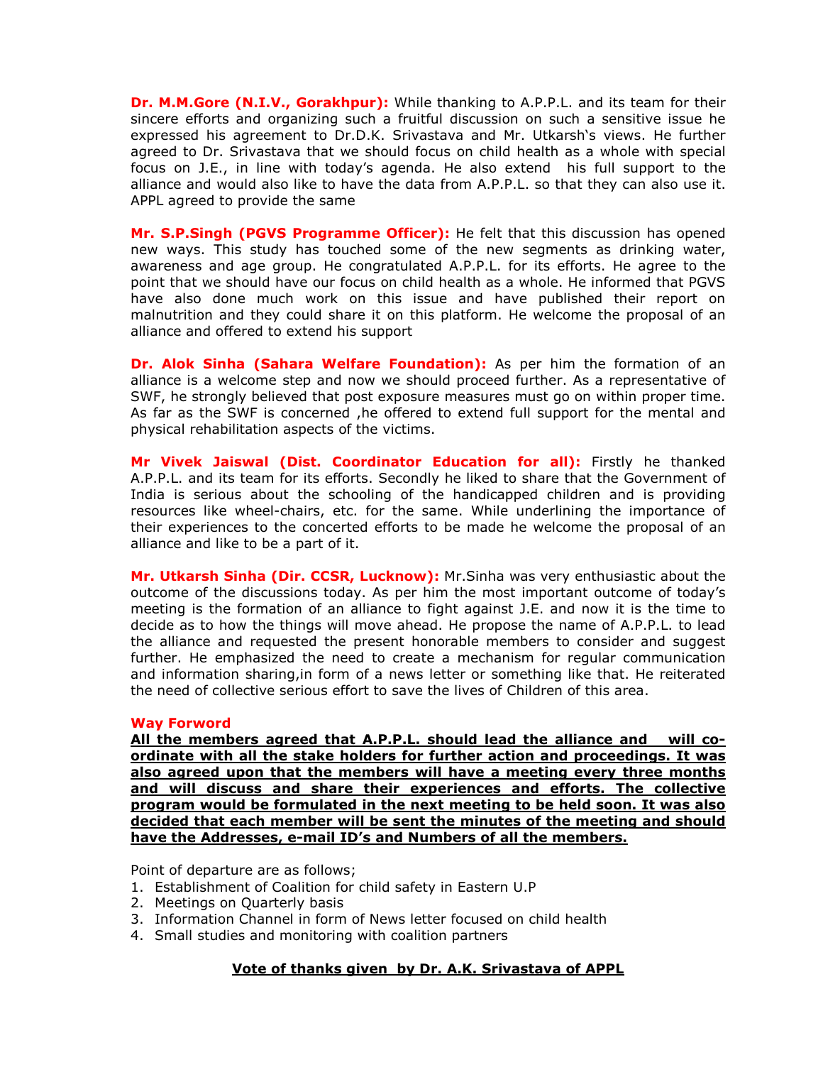**Dr. M.M.Gore (N.I.V., Gorakhpur):** While thanking to A.P.P.L. and its team for their sincere efforts and organizing such a fruitful discussion on such a sensitive issue he expressed his agreement to Dr.D.K. Srivastava and Mr. Utkarsh's views. He further agreed to Dr. Srivastava that we should focus on child health as a whole with special focus on J.E., in line with today's agenda. He also extend his full support to the alliance and would also like to have the data from A.P.P.L. so that they can also use it. APPL agreed to provide the same

**Mr. S.P.Singh (PGVS Programme Officer):** He felt that this discussion has opened new ways. This study has touched some of the new segments as drinking water, awareness and age group. He congratulated A.P.P.L. for its efforts. He agree to the point that we should have our focus on child health as a whole. He informed that PGVS have also done much work on this issue and have published their report on malnutrition and they could share it on this platform. He welcome the proposal of an alliance and offered to extend his support

**Dr. Alok Sinha (Sahara Welfare Foundation):** As per him the formation of an alliance is a welcome step and now we should proceed further. As a representative of SWF, he strongly believed that post exposure measures must go on within proper time. As far as the SWF is concerned ,he offered to extend full support for the mental and physical rehabilitation aspects of the victims.

**Mr Vivek Jaiswal (Dist. Coordinator Education for all):** Firstly he thanked A.P.P.L. and its team for its efforts. Secondly he liked to share that the Government of India is serious about the schooling of the handicapped children and is providing resources like wheel-chairs, etc. for the same. While underlining the importance of their experiences to the concerted efforts to be made he welcome the proposal of an alliance and like to be a part of it.

**Mr. Utkarsh Sinha (Dir. CCSR, Lucknow):** Mr.Sinha was very enthusiastic about the outcome of the discussions today. As per him the most important outcome of today's meeting is the formation of an alliance to fight against J.E. and now it is the time to decide as to how the things will move ahead. He propose the name of A.P.P.L. to lead the alliance and requested the present honorable members to consider and suggest further. He emphasized the need to create a mechanism for regular communication and information sharing,in form of a news letter or something like that. He reiterated the need of collective serious effort to save the lives of Children of this area.

**Way Forword**

**All the members agreed that A.P.P.L. should lead the alliance and will co-ordinate with all the stake holders for further action and proceedings. It was also agreed upon that the members will have a meeting every three months and will discuss and share their experiences and efforts. The collective program would be formulated in the next meeting to be held soon. It was also decided that each member will be sent the minutes of the meeting and should have the Addresses, e-mail ID's and Numbers of all the members.**

Point of departure are as follows;

1. Establishment of Coalition for child safety in Eastern U.P
2. Meetings on Quarterly basis
3. Information Channel in form of News letter focused on child health
4. Small studies and monitoring with coalition partners

**Vote of thanks given by Dr. A.K. Srivastava of APPL**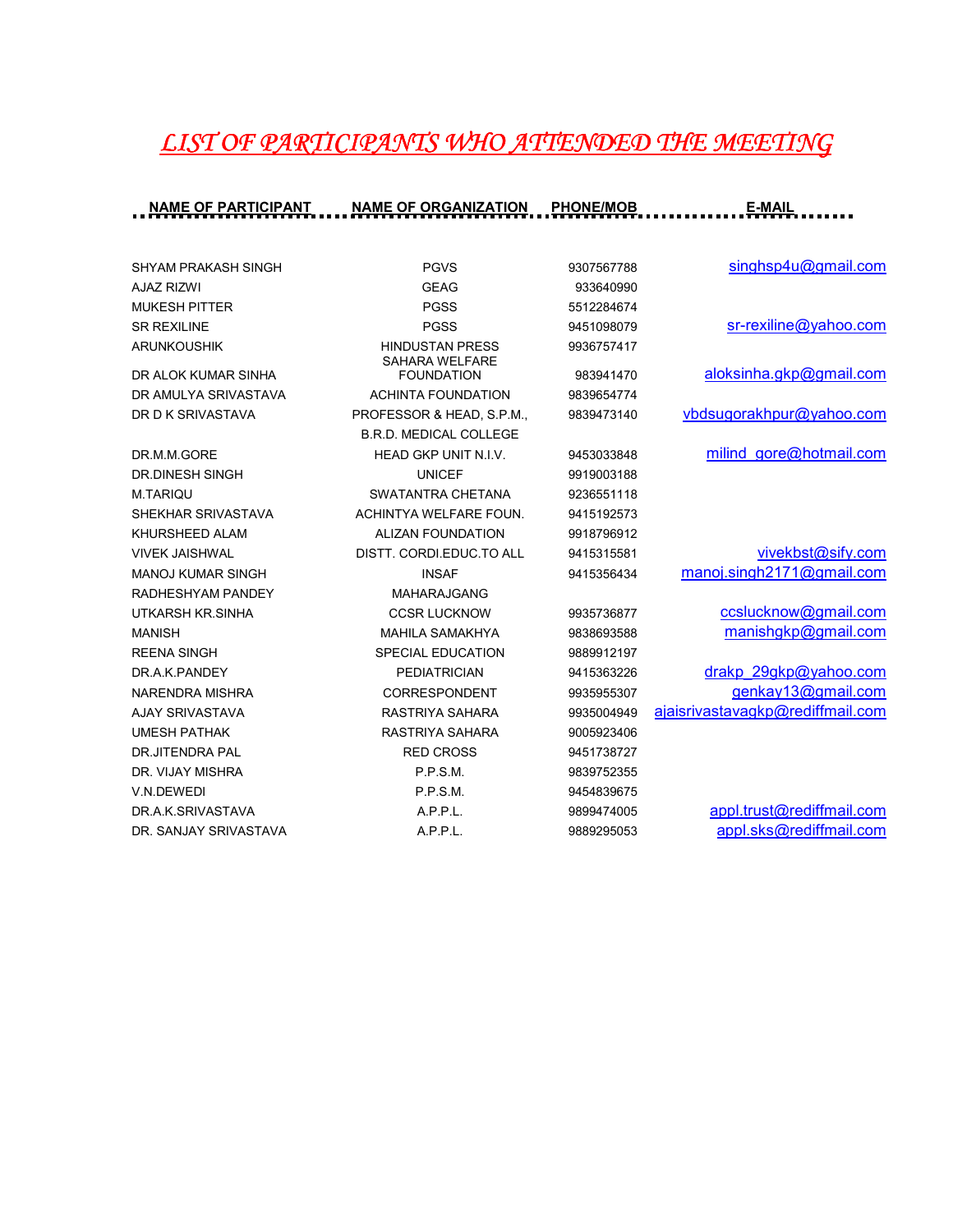# *LIST OF PARTICIPANTS WHO ATTENDED THE MEETING*

| NAME OF PARTICIPANT | NAME OF ORGANIZATION | PHONE/MOB | E-MAIL |
|---|---|---|---|
| SHYAM PRAKASH SINGH | PGVS | 9307567788 | singhsp4u@gmail.com |
| AJAZ RIZWI | GEAG | 933640990 | |
| MUKESH PITTER | PGSS | 5512284674 | |
| SR REXILINE | PGSS | 9451098079 | sr-rexiline@yahoo.com |
| ARUNKOUSHIK | HINDUSTAN PRESS | 9936757417 | |
| DR ALOK KUMAR SINHA | SAHARA WELFARE FOUNDATION | 983941470 | aloksinha.gkp@gmail.com |
| DR AMULYA SRIVASTAVA | ACHINTA FOUNDATION | 9839654774 | |
| DR D K SRIVASTAVA | PROFESSOR & HEAD, S.P.M., B.R.D. MEDICAL COLLEGE | 9839473140 | vbdsugorakhpur@yahoo.com |
| DR.M.M.GORE | HEAD GKP UNIT N.I.V. | 9453033848 | milind_gore@hotmail.com |
| DR.DINESH SINGH | UNICEF | 9919003188 | |
| M.TARIQU | SWATANTRA CHETANA | 9236551118 | |
| SHEKHAR SRIVASTAVA | ACHINTYA WELFARE FOUN. | 9415192573 | |
| KHURSHEED ALAM | ALIZAN FOUNDATION | 9918796912 | |
| VIVEK JAISHWAL | DISTT. CORDI.EDUC.TO ALL | 9415315581 | vivekbst@sify.com |
| MANOJ KUMAR SINGH | INSAF | 9415356434 | manoj.singh2171@gmail.com |
| RADHESHYAM PANDEY | MAHARAJGANG | | |
| UTKARSH KR.SINHA | CCSR LUCKNOW | 9935736877 | ccslucknow@gmail.com |
| MANISH | MAHILA SAMAKHYA | 9838693588 | manishgkp@gmail.com |
| REENA SINGH | SPECIAL EDUCATION | 9889912197 | |
| DR.A.K.PANDEY | PEDIATRICIAN | 9415363226 | drakp_29gkp@yahoo.com |
| NARENDRA MISHRA | CORRESPONDENT | 9935955307 | genkay13@gmail.com |
| AJAY SRIVASTAVA | RASTRIYA SAHARA | 9935004949 | ajaisrivastavagkp@rediffmail.com |
| UMESH PATHAK | RASTRIYA SAHARA | 9005923406 | |
| DR.JITENDRA PAL | RED CROSS | 9451738727 | |
| DR. VIJAY MISHRA | P.P.S.M. | 9839752355 | |
| V.N.DEWEDI | P.P.S.M. | 9454839675 | |
| DR.A.K.SRIVASTAVA | A.P.P.L. | 9899474005 | appl.trust@rediffmail.com |
| DR. SANJAY SRIVASTAVA | A.P.P.L. | 9889295053 | appl.sks@rediffmail.com |